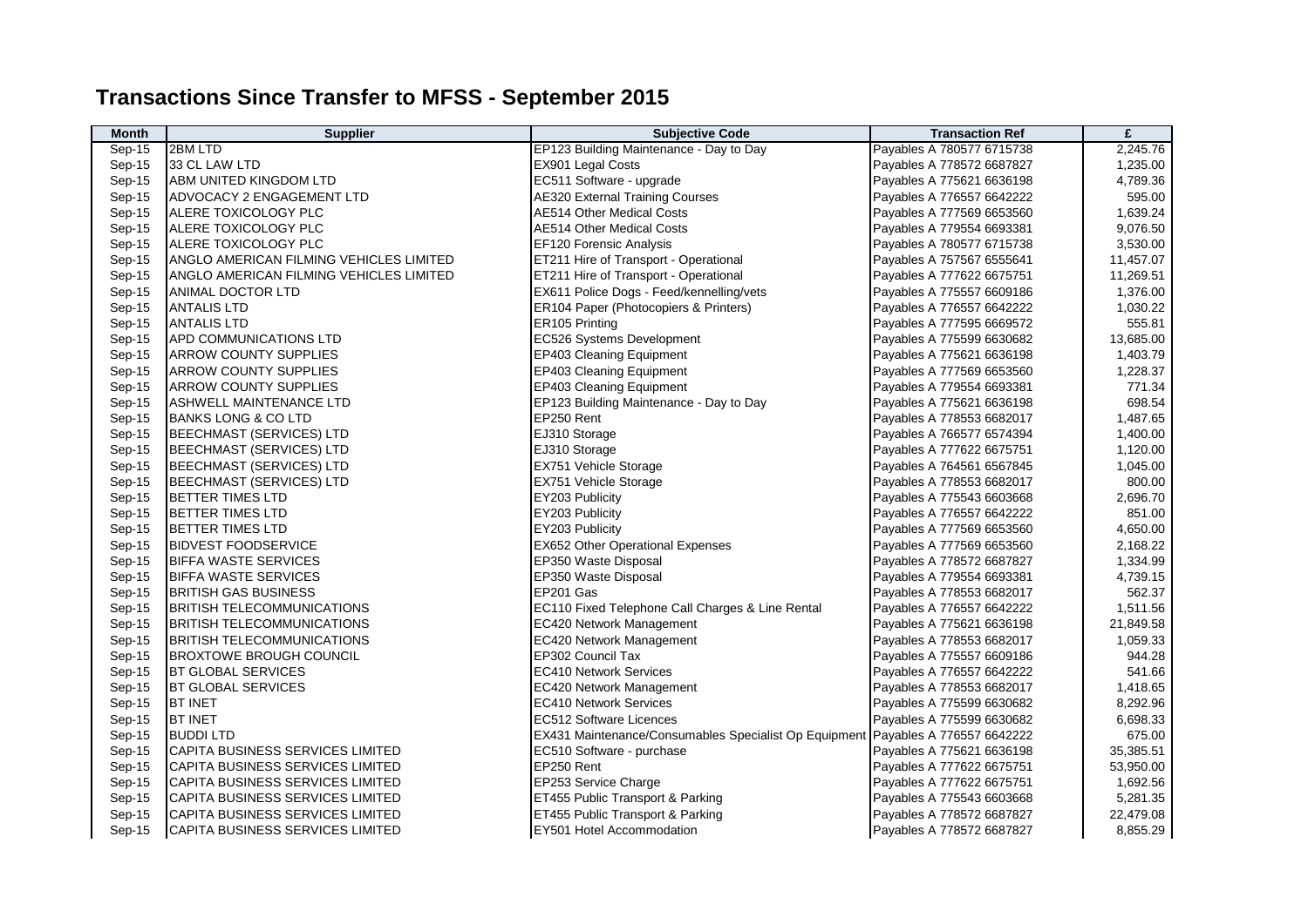# Transactions Since Transfer to MFSS - September 2015

| Month | Supplier | Subjective Code | Transaction Ref | £ |
|---|---|---|---|---|
| Sep-15 | 2BM LTD | EP123 Building Maintenance - Day to Day | Payables A 780577 6715738 | 2,245.76 |
| Sep-15 | 33 CL LAW LTD | EX901 Legal Costs | Payables A 778572 6687827 | 1,235.00 |
| Sep-15 | ABM UNITED KINGDOM LTD | EC511 Software - upgrade | Payables A 775621 6636198 | 4,789.36 |
| Sep-15 | ADVOCACY 2 ENGAGEMENT LTD | AE320 External Training Courses | Payables A 776557 6642222 | 595.00 |
| Sep-15 | ALERE TOXICOLOGY PLC | AE514 Other Medical Costs | Payables A 777569 6653560 | 1,639.24 |
| Sep-15 | ALERE TOXICOLOGY PLC | AE514 Other Medical Costs | Payables A 779554 6693381 | 9,076.50 |
| Sep-15 | ALERE TOXICOLOGY PLC | EF120 Forensic Analysis | Payables A 780577 6715738 | 3,530.00 |
| Sep-15 | ANGLO AMERICAN FILMING VEHICLES LIMITED | ET211 Hire of Transport - Operational | Payables A 757567 6555641 | 11,457.07 |
| Sep-15 | ANGLO AMERICAN FILMING VEHICLES LIMITED | ET211 Hire of Transport - Operational | Payables A 777622 6675751 | 11,269.51 |
| Sep-15 | ANIMAL DOCTOR LTD | EX611 Police Dogs - Feed/kennelling/vets | Payables A 775557 6609186 | 1,376.00 |
| Sep-15 | ANTALIS LTD | ER104 Paper (Photocopiers & Printers) | Payables A 776557 6642222 | 1,030.22 |
| Sep-15 | ANTALIS LTD | ER105 Printing | Payables A 777595 6669572 | 555.81 |
| Sep-15 | APD COMMUNICATIONS LTD | EC526 Systems Development | Payables A 775599 6630682 | 13,685.00 |
| Sep-15 | ARROW COUNTY SUPPLIES | EP403 Cleaning Equipment | Payables A 775621 6636198 | 1,403.79 |
| Sep-15 | ARROW COUNTY SUPPLIES | EP403 Cleaning Equipment | Payables A 777569 6653560 | 1,228.37 |
| Sep-15 | ARROW COUNTY SUPPLIES | EP403 Cleaning Equipment | Payables A 779554 6693381 | 771.34 |
| Sep-15 | ASHWELL MAINTENANCE LTD | EP123 Building Maintenance - Day to Day | Payables A 775621 6636198 | 698.54 |
| Sep-15 | BANKS LONG & CO LTD | EP250 Rent | Payables A 778553 6682017 | 1,487.65 |
| Sep-15 | BEECHMAST (SERVICES) LTD | EJ310 Storage | Payables A 766577 6574394 | 1,400.00 |
| Sep-15 | BEECHMAST (SERVICES) LTD | EJ310 Storage | Payables A 777622 6675751 | 1,120.00 |
| Sep-15 | BEECHMAST (SERVICES) LTD | EX751 Vehicle Storage | Payables A 764561 6567845 | 1,045.00 |
| Sep-15 | BEECHMAST (SERVICES) LTD | EX751 Vehicle Storage | Payables A 778553 6682017 | 800.00 |
| Sep-15 | BETTER TIMES LTD | EY203 Publicity | Payables A 775543 6603668 | 2,696.70 |
| Sep-15 | BETTER TIMES LTD | EY203 Publicity | Payables A 776557 6642222 | 851.00 |
| Sep-15 | BETTER TIMES LTD | EY203 Publicity | Payables A 777569 6653560 | 4,650.00 |
| Sep-15 | BIDVEST FOODSERVICE | EX652 Other Operational Expenses | Payables A 777569 6653560 | 2,168.22 |
| Sep-15 | BIFFA WASTE SERVICES | EP350 Waste Disposal | Payables A 778572 6687827 | 1,334.99 |
| Sep-15 | BIFFA WASTE SERVICES | EP350 Waste Disposal | Payables A 779554 6693381 | 4,739.15 |
| Sep-15 | BRITISH GAS BUSINESS | EP201 Gas | Payables A 778553 6682017 | 562.37 |
| Sep-15 | BRITISH TELECOMMUNICATIONS | EC110 Fixed Telephone Call Charges & Line Rental | Payables A 776557 6642222 | 1,511.56 |
| Sep-15 | BRITISH TELECOMMUNICATIONS | EC420 Network Management | Payables A 775621 6636198 | 21,849.58 |
| Sep-15 | BRITISH TELECOMMUNICATIONS | EC420 Network Management | Payables A 778553 6682017 | 1,059.33 |
| Sep-15 | BROXTOWE BROUGH COUNCIL | EP302 Council Tax | Payables A 775557 6609186 | 944.28 |
| Sep-15 | BT GLOBAL SERVICES | EC410 Network Services | Payables A 776557 6642222 | 541.66 |
| Sep-15 | BT GLOBAL SERVICES | EC420 Network Management | Payables A 778553 6682017 | 1,418.65 |
| Sep-15 | BT INET | EC410 Network Services | Payables A 775599 6630682 | 8,292.96 |
| Sep-15 | BT INET | EC512 Software Licences | Payables A 775599 6630682 | 6,698.33 |
| Sep-15 | BUDDI LTD | EX431 Maintenance/Consumables Specialist Op Equipment | Payables A 776557 6642222 | 675.00 |
| Sep-15 | CAPITA BUSINESS SERVICES LIMITED | EC510 Software - purchase | Payables A 775621 6636198 | 35,385.51 |
| Sep-15 | CAPITA BUSINESS SERVICES LIMITED | EP250 Rent | Payables A 777622 6675751 | 53,950.00 |
| Sep-15 | CAPITA BUSINESS SERVICES LIMITED | EP253 Service Charge | Payables A 777622 6675751 | 1,692.56 |
| Sep-15 | CAPITA BUSINESS SERVICES LIMITED | ET455 Public Transport & Parking | Payables A 775543 6603668 | 5,281.35 |
| Sep-15 | CAPITA BUSINESS SERVICES LIMITED | ET455 Public Transport & Parking | Payables A 778572 6687827 | 22,479.08 |
| Sep-15 | CAPITA BUSINESS SERVICES LIMITED | EY501 Hotel Accommodation | Payables A 778572 6687827 | 8,855.29 |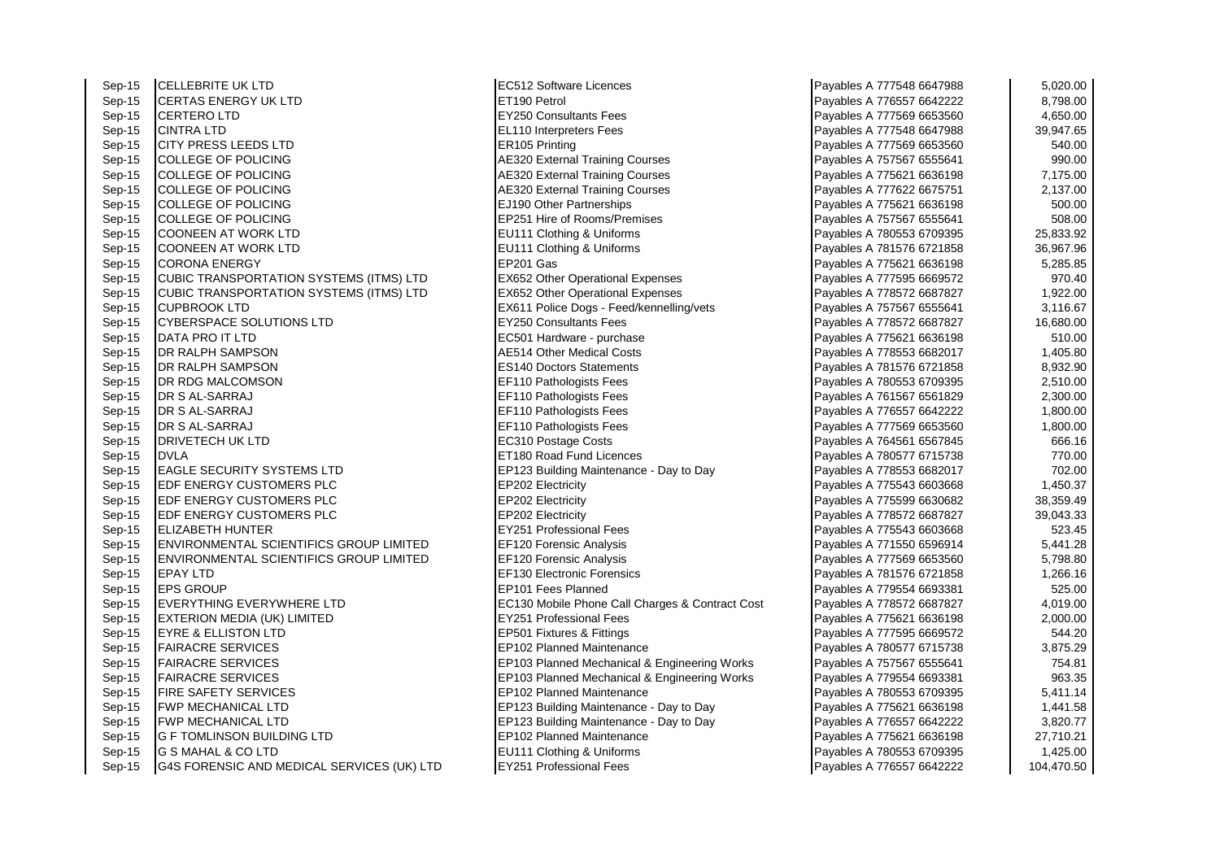| | | | | |
|---|---|---|---|---|
| Sep-15 | CELLEBRITE UK LTD | EC512 Software Licences | Payables A 777548 6647988 | 5,020.00 |
| Sep-15 | CERTAS ENERGY UK LTD | ET190 Petrol | Payables A 776557 6642222 | 8,798.00 |
| Sep-15 | CERTERO LTD | EY250 Consultants Fees | Payables A 777569 6653560 | 4,650.00 |
| Sep-15 | CINTRA LTD | EL110 Interpreters Fees | Payables A 777548 6647988 | 39,947.65 |
| Sep-15 | CITY PRESS LEEDS LTD | ER105 Printing | Payables A 777569 6653560 | 540.00 |
| Sep-15 | COLLEGE OF POLICING | AE320 External Training Courses | Payables A 757567 6555641 | 990.00 |
| Sep-15 | COLLEGE OF POLICING | AE320 External Training Courses | Payables A 775621 6636198 | 7,175.00 |
| Sep-15 | COLLEGE OF POLICING | AE320 External Training Courses | Payables A 777622 6675751 | 2,137.00 |
| Sep-15 | COLLEGE OF POLICING | EJ190 Other Partnerships | Payables A 775621 6636198 | 500.00 |
| Sep-15 | COLLEGE OF POLICING | EP251 Hire of Rooms/Premises | Payables A 757567 6555641 | 508.00 |
| Sep-15 | COONEEN AT WORK LTD | EU111 Clothing & Uniforms | Payables A 780553 6709395 | 25,833.92 |
| Sep-15 | COONEEN AT WORK LTD | EU111 Clothing & Uniforms | Payables A 781576 6721858 | 36,967.96 |
| Sep-15 | CORONA ENERGY | EP201 Gas | Payables A 775621 6636198 | 5,285.85 |
| Sep-15 | CUBIC TRANSPORTATION SYSTEMS (ITMS) LTD | EX652 Other Operational Expenses | Payables A 777595 6669572 | 970.40 |
| Sep-15 | CUBIC TRANSPORTATION SYSTEMS (ITMS) LTD | EX652 Other Operational Expenses | Payables A 778572 6687827 | 1,922.00 |
| Sep-15 | CUPBROOK LTD | EX611 Police Dogs - Feed/kennelling/vets | Payables A 757567 6555641 | 3,116.67 |
| Sep-15 | CYBERSPACE SOLUTIONS LTD | EY250 Consultants Fees | Payables A 778572 6687827 | 16,680.00 |
| Sep-15 | DATA PRO IT LTD | EC501 Hardware - purchase | Payables A 775621 6636198 | 510.00 |
| Sep-15 | DR RALPH SAMPSON | AE514 Other Medical Costs | Payables A 778553 6682017 | 1,405.80 |
| Sep-15 | DR RALPH SAMPSON | ES140 Doctors Statements | Payables A 781576 6721858 | 8,932.90 |
| Sep-15 | DR RDG MALCOMSON | EF110 Pathologists Fees | Payables A 780553 6709395 | 2,510.00 |
| Sep-15 | DR S AL-SARRAJ | EF110 Pathologists Fees | Payables A 761567 6561829 | 2,300.00 |
| Sep-15 | DR S AL-SARRAJ | EF110 Pathologists Fees | Payables A 776557 6642222 | 1,800.00 |
| Sep-15 | DR S AL-SARRAJ | EF110 Pathologists Fees | Payables A 777569 6653560 | 1,800.00 |
| Sep-15 | DRIVETECH UK LTD | EC310 Postage Costs | Payables A 764561 6567845 | 666.16 |
| Sep-15 | DVLA | ET180 Road Fund Licences | Payables A 780577 6715738 | 770.00 |
| Sep-15 | EAGLE SECURITY SYSTEMS LTD | EP123 Building Maintenance - Day to Day | Payables A 778553 6682017 | 702.00 |
| Sep-15 | EDF ENERGY CUSTOMERS PLC | EP202 Electricity | Payables A 775543 6603668 | 1,450.37 |
| Sep-15 | EDF ENERGY CUSTOMERS PLC | EP202 Electricity | Payables A 775599 6630682 | 38,359.49 |
| Sep-15 | EDF ENERGY CUSTOMERS PLC | EP202 Electricity | Payables A 778572 6687827 | 39,043.33 |
| Sep-15 | ELIZABETH HUNTER | EY251 Professional Fees | Payables A 775543 6603668 | 523.45 |
| Sep-15 | ENVIRONMENTAL SCIENTIFICS GROUP LIMITED | EF120 Forensic Analysis | Payables A 771550 6596914 | 5,441.28 |
| Sep-15 | ENVIRONMENTAL SCIENTIFICS GROUP LIMITED | EF120 Forensic Analysis | Payables A 777569 6653560 | 5,798.80 |
| Sep-15 | EPAY LTD | EF130 Electronic Forensics | Payables A 781576 6721858 | 1,266.16 |
| Sep-15 | EPS GROUP | EP101 Fees Planned | Payables A 779554 6693381 | 525.00 |
| Sep-15 | EVERYTHING EVERYWHERE LTD | EC130 Mobile Phone Call Charges & Contract Cost | Payables A 778572 6687827 | 4,019.00 |
| Sep-15 | EXTERION MEDIA (UK) LIMITED | EY251 Professional Fees | Payables A 775621 6636198 | 2,000.00 |
| Sep-15 | EYRE & ELLISTON LTD | EP501 Fixtures & Fittings | Payables A 777595 6669572 | 544.20 |
| Sep-15 | FAIRACRE SERVICES | EP102 Planned Maintenance | Payables A 780577 6715738 | 3,875.29 |
| Sep-15 | FAIRACRE SERVICES | EP103 Planned Mechanical & Engineering Works | Payables A 757567 6555641 | 754.81 |
| Sep-15 | FAIRACRE SERVICES | EP103 Planned Mechanical & Engineering Works | Payables A 779554 6693381 | 963.35 |
| Sep-15 | FIRE SAFETY SERVICES | EP102 Planned Maintenance | Payables A 780553 6709395 | 5,411.14 |
| Sep-15 | FWP MECHANICAL LTD | EP123 Building Maintenance - Day to Day | Payables A 775621 6636198 | 1,441.58 |
| Sep-15 | FWP MECHANICAL LTD | EP123 Building Maintenance - Day to Day | Payables A 776557 6642222 | 3,820.77 |
| Sep-15 | G F TOMLINSON BUILDING LTD | EP102 Planned Maintenance | Payables A 775621 6636198 | 27,710.21 |
| Sep-15 | G S MAHAL & CO LTD | EU111 Clothing & Uniforms | Payables A 780553 6709395 | 1,425.00 |
| Sep-15 | G4S FORENSIC AND MEDICAL SERVICES (UK) LTD | EY251 Professional Fees | Payables A 776557 6642222 | 104,470.50 |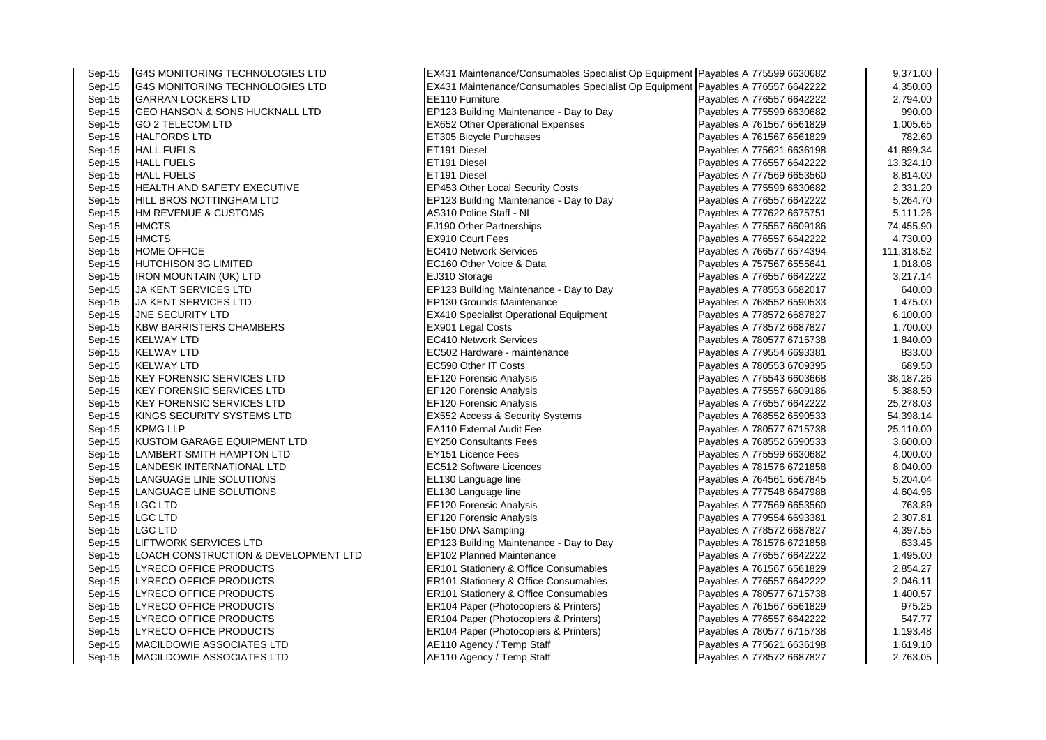| | | | | |
|---|---|---|---|---|
| Sep-15 | G4S MONITORING TECHNOLOGIES LTD | EX431 Maintenance/Consumables Specialist Op Equipment | Payables A 775599 6630682 | 9,371.00 |
| Sep-15 | G4S MONITORING TECHNOLOGIES LTD | EX431 Maintenance/Consumables Specialist Op Equipment | Payables A 776557 6642222 | 4,350.00 |
| Sep-15 | GARRAN LOCKERS LTD | EE110 Furniture | Payables A 776557 6642222 | 2,794.00 |
| Sep-15 | GEO HANSON & SONS HUCKNALL LTD | EP123 Building Maintenance - Day to Day | Payables A 775599 6630682 | 990.00 |
| Sep-15 | GO 2 TELECOM LTD | EX652 Other Operational Expenses | Payables A 761567 6561829 | 1,005.65 |
| Sep-15 | HALFORDS LTD | ET305 Bicycle Purchases | Payables A 761567 6561829 | 782.60 |
| Sep-15 | HALL FUELS | ET191 Diesel | Payables A 775621 6636198 | 41,899.34 |
| Sep-15 | HALL FUELS | ET191 Diesel | Payables A 776557 6642222 | 13,324.10 |
| Sep-15 | HALL FUELS | ET191 Diesel | Payables A 777569 6653560 | 8,814.00 |
| Sep-15 | HEALTH AND SAFETY EXECUTIVE | EP453 Other Local Security Costs | Payables A 775599 6630682 | 2,331.20 |
| Sep-15 | HILL BROS NOTTINGHAM LTD | EP123 Building Maintenance - Day to Day | Payables A 776557 6642222 | 5,264.70 |
| Sep-15 | HM REVENUE & CUSTOMS | AS310 Police Staff - NI | Payables A 777622 6675751 | 5,111.26 |
| Sep-15 | HMCTS | EJ190 Other Partnerships | Payables A 775557 6609186 | 74,455.90 |
| Sep-15 | HMCTS | EX910 Court Fees | Payables A 776557 6642222 | 4,730.00 |
| Sep-15 | HOME OFFICE | EC410 Network Services | Payables A 766577 6574394 | 111,318.52 |
| Sep-15 | HUTCHISON 3G LIMITED | EC160 Other Voice & Data | Payables A 757567 6555641 | 1,018.08 |
| Sep-15 | IRON MOUNTAIN (UK) LTD | EJ310 Storage | Payables A 776557 6642222 | 3,217.14 |
| Sep-15 | JA KENT SERVICES LTD | EP123 Building Maintenance - Day to Day | Payables A 778553 6682017 | 640.00 |
| Sep-15 | JA KENT SERVICES LTD | EP130 Grounds Maintenance | Payables A 768552 6590533 | 1,475.00 |
| Sep-15 | JNE SECURITY LTD | EX410 Specialist Operational Equipment | Payables A 778572 6687827 | 6,100.00 |
| Sep-15 | KBW BARRISTERS CHAMBERS | EX901 Legal Costs | Payables A 778572 6687827 | 1,700.00 |
| Sep-15 | KELWAY LTD | EC410 Network Services | Payables A 780577 6715738 | 1,840.00 |
| Sep-15 | KELWAY LTD | EC502 Hardware - maintenance | Payables A 779554 6693381 | 833.00 |
| Sep-15 | KELWAY LTD | EC590 Other IT Costs | Payables A 780553 6709395 | 689.50 |
| Sep-15 | KEY FORENSIC SERVICES LTD | EF120 Forensic Analysis | Payables A 775543 6603668 | 38,187.26 |
| Sep-15 | KEY FORENSIC SERVICES LTD | EF120 Forensic Analysis | Payables A 775557 6609186 | 5,388.50 |
| Sep-15 | KEY FORENSIC SERVICES LTD | EF120 Forensic Analysis | Payables A 776557 6642222 | 25,278.03 |
| Sep-15 | KINGS SECURITY SYSTEMS LTD | EX552 Access & Security Systems | Payables A 768552 6590533 | 54,398.14 |
| Sep-15 | KPMG LLP | EA110 External Audit Fee | Payables A 780577 6715738 | 25,110.00 |
| Sep-15 | KUSTOM GARAGE EQUIPMENT LTD | EY250 Consultants Fees | Payables A 768552 6590533 | 3,600.00 |
| Sep-15 | LAMBERT SMITH HAMPTON LTD | EY151 Licence Fees | Payables A 775599 6630682 | 4,000.00 |
| Sep-15 | LANDESK INTERNATIONAL LTD | EC512 Software Licences | Payables A 781576 6721858 | 8,040.00 |
| Sep-15 | LANGUAGE LINE SOLUTIONS | EL130 Language line | Payables A 764561 6567845 | 5,204.04 |
| Sep-15 | LANGUAGE LINE SOLUTIONS | EL130 Language line | Payables A 777548 6647988 | 4,604.96 |
| Sep-15 | LGC LTD | EF120 Forensic Analysis | Payables A 777569 6653560 | 763.89 |
| Sep-15 | LGC LTD | EF120 Forensic Analysis | Payables A 779554 6693381 | 2,307.81 |
| Sep-15 | LGC LTD | EF150 DNA Sampling | Payables A 778572 6687827 | 4,397.55 |
| Sep-15 | LIFTWORK SERVICES LTD | EP123 Building Maintenance - Day to Day | Payables A 781576 6721858 | 633.45 |
| Sep-15 | LOACH CONSTRUCTION & DEVELOPMENT LTD | EP102 Planned Maintenance | Payables A 776557 6642222 | 1,495.00 |
| Sep-15 | LYRECO OFFICE PRODUCTS | ER101 Stationery & Office Consumables | Payables A 761567 6561829 | 2,854.27 |
| Sep-15 | LYRECO OFFICE PRODUCTS | ER101 Stationery & Office Consumables | Payables A 776557 6642222 | 2,046.11 |
| Sep-15 | LYRECO OFFICE PRODUCTS | ER101 Stationery & Office Consumables | Payables A 780577 6715738 | 1,400.57 |
| Sep-15 | LYRECO OFFICE PRODUCTS | ER104 Paper (Photocopiers & Printers) | Payables A 761567 6561829 | 975.25 |
| Sep-15 | LYRECO OFFICE PRODUCTS | ER104 Paper (Photocopiers & Printers) | Payables A 776557 6642222 | 547.77 |
| Sep-15 | LYRECO OFFICE PRODUCTS | ER104 Paper (Photocopiers & Printers) | Payables A 780577 6715738 | 1,193.48 |
| Sep-15 | MACILDOWIE ASSOCIATES LTD | AE110 Agency / Temp Staff | Payables A 775621 6636198 | 1,619.10 |
| Sep-15 | MACILDOWIE ASSOCIATES LTD | AE110 Agency / Temp Staff | Payables A 778572 6687827 | 2,763.05 |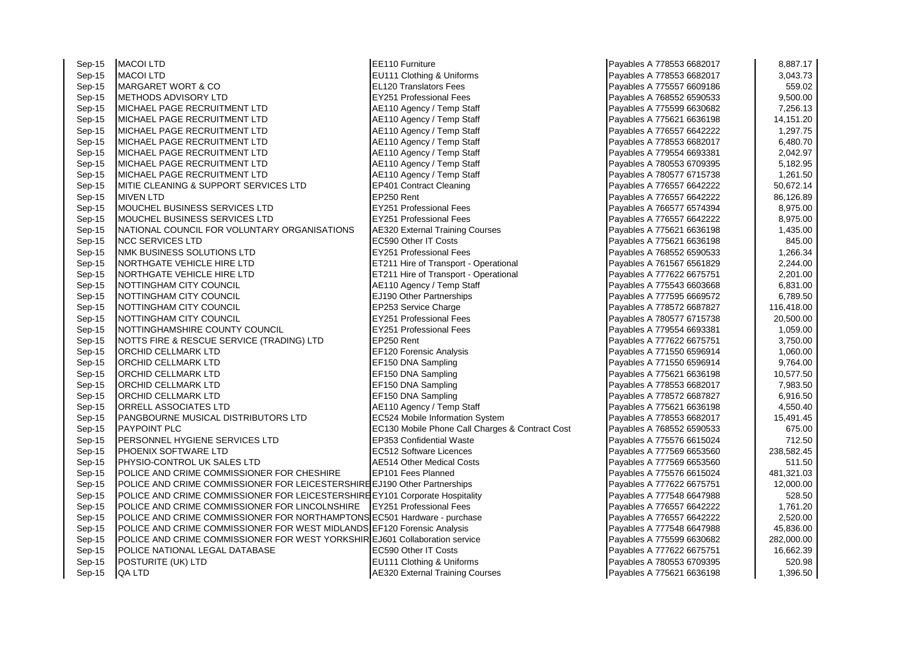| | | | | |
|---|---|---|---|---|
| Sep-15 | MACOI LTD | EE110 Furniture | Payables A 778553 6682017 | 8,887.17 |
| Sep-15 | MACOI LTD | EU111 Clothing & Uniforms | Payables A 778553 6682017 | 3,043.73 |
| Sep-15 | MARGARET WORT & CO | EL120 Translators Fees | Payables A 775557 6609186 | 559.02 |
| Sep-15 | METHODS ADVISORY LTD | EY251 Professional Fees | Payables A 768552 6590533 | 9,500.00 |
| Sep-15 | MICHAEL PAGE RECRUITMENT LTD | AE110 Agency / Temp Staff | Payables A 775599 6630682 | 7,256.13 |
| Sep-15 | MICHAEL PAGE RECRUITMENT LTD | AE110 Agency / Temp Staff | Payables A 775621 6636198 | 14,151.20 |
| Sep-15 | MICHAEL PAGE RECRUITMENT LTD | AE110 Agency / Temp Staff | Payables A 776557 6642222 | 1,297.75 |
| Sep-15 | MICHAEL PAGE RECRUITMENT LTD | AE110 Agency / Temp Staff | Payables A 778553 6682017 | 6,480.70 |
| Sep-15 | MICHAEL PAGE RECRUITMENT LTD | AE110 Agency / Temp Staff | Payables A 779554 6693381 | 2,042.97 |
| Sep-15 | MICHAEL PAGE RECRUITMENT LTD | AE110 Agency / Temp Staff | Payables A 780553 6709395 | 5,182.95 |
| Sep-15 | MICHAEL PAGE RECRUITMENT LTD | AE110 Agency / Temp Staff | Payables A 780577 6715738 | 1,261.50 |
| Sep-15 | MITIE CLEANING & SUPPORT SERVICES LTD | EP401 Contract Cleaning | Payables A 776557 6642222 | 50,672.14 |
| Sep-15 | MIVEN LTD | EP250 Rent | Payables A 776557 6642222 | 86,126.89 |
| Sep-15 | MOUCHEL BUSINESS SERVICES LTD | EY251 Professional Fees | Payables A 766577 6574394 | 8,975.00 |
| Sep-15 | MOUCHEL BUSINESS SERVICES LTD | EY251 Professional Fees | Payables A 776557 6642222 | 8,975.00 |
| Sep-15 | NATIONAL COUNCIL FOR VOLUNTARY ORGANISATIONS | AE320 External Training Courses | Payables A 775621 6636198 | 1,435.00 |
| Sep-15 | NCC SERVICES LTD | EC590 Other IT Costs | Payables A 775621 6636198 | 845.00 |
| Sep-15 | NMK BUSINESS SOLUTIONS LTD | EY251 Professional Fees | Payables A 768552 6590533 | 1,266.34 |
| Sep-15 | NORTHGATE VEHICLE HIRE LTD | ET211 Hire of Transport - Operational | Payables A 761567 6561829 | 2,244.00 |
| Sep-15 | NORTHGATE VEHICLE HIRE LTD | ET211 Hire of Transport - Operational | Payables A 777622 6675751 | 2,201.00 |
| Sep-15 | NOTTINGHAM CITY COUNCIL | AE110 Agency / Temp Staff | Payables A 775543 6603668 | 6,831.00 |
| Sep-15 | NOTTINGHAM CITY COUNCIL | EJ190 Other Partnerships | Payables A 777595 6669572 | 6,789.50 |
| Sep-15 | NOTTINGHAM CITY COUNCIL | EP253 Service Charge | Payables A 778572 6687827 | 116,418.00 |
| Sep-15 | NOTTINGHAM CITY COUNCIL | EY251 Professional Fees | Payables A 780577 6715738 | 20,500.00 |
| Sep-15 | NOTTINGHAMSHIRE COUNTY COUNCIL | EY251 Professional Fees | Payables A 779554 6693381 | 1,059.00 |
| Sep-15 | NOTTS FIRE & RESCUE SERVICE (TRADING) LTD | EP250 Rent | Payables A 777622 6675751 | 3,750.00 |
| Sep-15 | ORCHID CELLMARK LTD | EF120 Forensic Analysis | Payables A 771550 6596914 | 1,060.00 |
| Sep-15 | ORCHID CELLMARK LTD | EF150 DNA Sampling | Payables A 771550 6596914 | 9,764.00 |
| Sep-15 | ORCHID CELLMARK LTD | EF150 DNA Sampling | Payables A 775621 6636198 | 10,577.50 |
| Sep-15 | ORCHID CELLMARK LTD | EF150 DNA Sampling | Payables A 778553 6682017 | 7,983.50 |
| Sep-15 | ORCHID CELLMARK LTD | EF150 DNA Sampling | Payables A 778572 6687827 | 6,916.50 |
| Sep-15 | ORRELL ASSOCIATES LTD | AE110 Agency / Temp Staff | Payables A 775621 6636198 | 4,550.40 |
| Sep-15 | PANGBOURNE MUSICAL DISTRIBUTORS LTD | EC524 Mobile Information System | Payables A 778553 6682017 | 15,491.45 |
| Sep-15 | PAYPOINT PLC | EC130 Mobile Phone Call Charges & Contract Cost | Payables A 768552 6590533 | 675.00 |
| Sep-15 | PERSONNEL HYGIENE SERVICES LTD | EP353 Confidential Waste | Payables A 775576 6615024 | 712.50 |
| Sep-15 | PHOENIX SOFTWARE LTD | EC512 Software Licences | Payables A 777569 6653560 | 238,582.45 |
| Sep-15 | PHYSIO-CONTROL UK SALES LTD | AE514 Other Medical Costs | Payables A 777569 6653560 | 511.50 |
| Sep-15 | POLICE AND CRIME COMMISSIONER FOR CHESHIRE | EP101 Fees Planned | Payables A 775576 6615024 | 481,321.03 |
| Sep-15 | POLICE AND CRIME COMMISSIONER FOR LEICESTERSHIRE | EJ190 Other Partnerships | Payables A 777622 6675751 | 12,000.00 |
| Sep-15 | POLICE AND CRIME COMMISSIONER FOR LEICESTERSHIRE | EY101 Corporate Hospitality | Payables A 777548 6647988 | 528.50 |
| Sep-15 | POLICE AND CRIME COMMISSIONER FOR LINCOLNSHIRE | EY251 Professional Fees | Payables A 776557 6642222 | 1,761.20 |
| Sep-15 | POLICE AND CRIME COMMISSIONER FOR NORTHAMPTONS | EC501 Hardware - purchase | Payables A 776557 6642222 | 2,520.00 |
| Sep-15 | POLICE AND CRIME COMMISSIONER FOR WEST MIDLANDS | EF120 Forensic Analysis | Payables A 777548 6647988 | 45,836.00 |
| Sep-15 | POLICE AND CRIME COMMISSIONER FOR WEST YORKSHIR | EJ601 Collaboration service | Payables A 775599 6630682 | 282,000.00 |
| Sep-15 | POLICE NATIONAL LEGAL DATABASE | EC590 Other IT Costs | Payables A 777622 6675751 | 16,662.39 |
| Sep-15 | POSTURITE (UK) LTD | EU111 Clothing & Uniforms | Payables A 780553 6709395 | 520.98 |
| Sep-15 | QA LTD | AE320 External Training Courses | Payables A 775621 6636198 | 1,396.50 |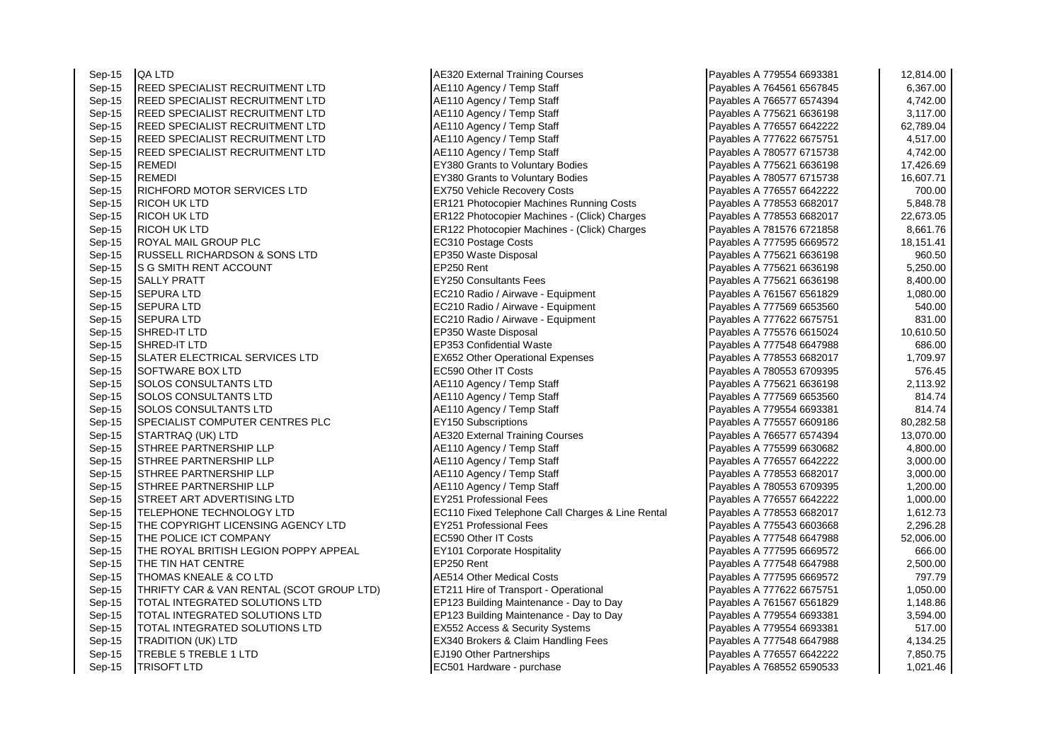| | | | | |
|---|---|---|---|---|
| Sep-15 | QA LTD | AE320 External Training Courses | Payables A 779554 6693381 | 12,814.00 |
| Sep-15 | REED SPECIALIST RECRUITMENT LTD | AE110 Agency / Temp Staff | Payables A 764561 6567845 | 6,367.00 |
| Sep-15 | REED SPECIALIST RECRUITMENT LTD | AE110 Agency / Temp Staff | Payables A 766577 6574394 | 4,742.00 |
| Sep-15 | REED SPECIALIST RECRUITMENT LTD | AE110 Agency / Temp Staff | Payables A 775621 6636198 | 3,117.00 |
| Sep-15 | REED SPECIALIST RECRUITMENT LTD | AE110 Agency / Temp Staff | Payables A 776557 6642222 | 62,789.04 |
| Sep-15 | REED SPECIALIST RECRUITMENT LTD | AE110 Agency / Temp Staff | Payables A 777622 6675751 | 4,517.00 |
| Sep-15 | REED SPECIALIST RECRUITMENT LTD | AE110 Agency / Temp Staff | Payables A 780577 6715738 | 4,742.00 |
| Sep-15 | REMEDI | EY380 Grants to Voluntary Bodies | Payables A 775621 6636198 | 17,426.69 |
| Sep-15 | REMEDI | EY380 Grants to Voluntary Bodies | Payables A 780577 6715738 | 16,607.71 |
| Sep-15 | RICHFORD MOTOR SERVICES LTD | EX750 Vehicle Recovery Costs | Payables A 776557 6642222 | 700.00 |
| Sep-15 | RICOH UK LTD | ER121 Photocopier Machines Running Costs | Payables A 778553 6682017 | 5,848.78 |
| Sep-15 | RICOH UK LTD | ER122 Photocopier Machines - (Click) Charges | Payables A 778553 6682017 | 22,673.05 |
| Sep-15 | RICOH UK LTD | ER122 Photocopier Machines - (Click) Charges | Payables A 781576 6721858 | 8,661.76 |
| Sep-15 | ROYAL MAIL GROUP PLC | EC310 Postage Costs | Payables A 777595 6669572 | 18,151.41 |
| Sep-15 | RUSSELL RICHARDSON & SONS LTD | EP350 Waste Disposal | Payables A 775621 6636198 | 960.50 |
| Sep-15 | S G SMITH RENT ACCOUNT | EP250 Rent | Payables A 775621 6636198 | 5,250.00 |
| Sep-15 | SALLY PRATT | EY250 Consultants Fees | Payables A 775621 6636198 | 8,400.00 |
| Sep-15 | SEPURA LTD | EC210 Radio / Airwave - Equipment | Payables A 761567 6561829 | 1,080.00 |
| Sep-15 | SEPURA LTD | EC210 Radio / Airwave - Equipment | Payables A 777569 6653560 | 540.00 |
| Sep-15 | SEPURA LTD | EC210 Radio / Airwave - Equipment | Payables A 777622 6675751 | 831.00 |
| Sep-15 | SHRED-IT LTD | EP350 Waste Disposal | Payables A 775576 6615024 | 10,610.50 |
| Sep-15 | SHRED-IT LTD | EP353 Confidential Waste | Payables A 777548 6647988 | 686.00 |
| Sep-15 | SLATER ELECTRICAL SERVICES LTD | EX652 Other Operational Expenses | Payables A 778553 6682017 | 1,709.97 |
| Sep-15 | SOFTWARE BOX LTD | EC590 Other IT Costs | Payables A 780553 6709395 | 576.45 |
| Sep-15 | SOLOS CONSULTANTS LTD | AE110 Agency / Temp Staff | Payables A 775621 6636198 | 2,113.92 |
| Sep-15 | SOLOS CONSULTANTS LTD | AE110 Agency / Temp Staff | Payables A 777569 6653560 | 814.74 |
| Sep-15 | SOLOS CONSULTANTS LTD | AE110 Agency / Temp Staff | Payables A 779554 6693381 | 814.74 |
| Sep-15 | SPECIALIST COMPUTER CENTRES PLC | EY150 Subscriptions | Payables A 775557 6609186 | 80,282.58 |
| Sep-15 | STARTRAQ (UK) LTD | AE320 External Training Courses | Payables A 766577 6574394 | 13,070.00 |
| Sep-15 | STHREE PARTNERSHIP LLP | AE110 Agency / Temp Staff | Payables A 775599 6630682 | 4,800.00 |
| Sep-15 | STHREE PARTNERSHIP LLP | AE110 Agency / Temp Staff | Payables A 776557 6642222 | 3,000.00 |
| Sep-15 | STHREE PARTNERSHIP LLP | AE110 Agency / Temp Staff | Payables A 778553 6682017 | 3,000.00 |
| Sep-15 | STHREE PARTNERSHIP LLP | AE110 Agency / Temp Staff | Payables A 780553 6709395 | 1,200.00 |
| Sep-15 | STREET ART ADVERTISING LTD | EY251 Professional Fees | Payables A 776557 6642222 | 1,000.00 |
| Sep-15 | TELEPHONE TECHNOLOGY LTD | EC110 Fixed Telephone Call Charges & Line Rental | Payables A 778553 6682017 | 1,612.73 |
| Sep-15 | THE COPYRIGHT LICENSING AGENCY LTD | EY251 Professional Fees | Payables A 775543 6603668 | 2,296.28 |
| Sep-15 | THE POLICE ICT COMPANY | EC590 Other IT Costs | Payables A 777548 6647988 | 52,006.00 |
| Sep-15 | THE ROYAL BRITISH LEGION POPPY APPEAL | EY101 Corporate Hospitality | Payables A 777595 6669572 | 666.00 |
| Sep-15 | THE TIN HAT CENTRE | EP250 Rent | Payables A 777548 6647988 | 2,500.00 |
| Sep-15 | THOMAS KNEALE & CO LTD | AE514 Other Medical Costs | Payables A 777595 6669572 | 797.79 |
| Sep-15 | THRIFTY CAR & VAN RENTAL (SCOT GROUP LTD) | ET211 Hire of Transport - Operational | Payables A 777622 6675751 | 1,050.00 |
| Sep-15 | TOTAL INTEGRATED SOLUTIONS LTD | EP123 Building Maintenance - Day to Day | Payables A 761567 6561829 | 1,148.86 |
| Sep-15 | TOTAL INTEGRATED SOLUTIONS LTD | EP123 Building Maintenance - Day to Day | Payables A 779554 6693381 | 3,594.00 |
| Sep-15 | TOTAL INTEGRATED SOLUTIONS LTD | EX552 Access & Security Systems | Payables A 779554 6693381 | 517.00 |
| Sep-15 | TRADITION (UK) LTD | EX340 Brokers & Claim Handling Fees | Payables A 777548 6647988 | 4,134.25 |
| Sep-15 | TREBLE 5 TREBLE 1 LTD | EJ190 Other Partnerships | Payables A 776557 6642222 | 7,850.75 |
| Sep-15 | TRISOFT LTD | EC501 Hardware - purchase | Payables A 768552 6590533 | 1,021.46 |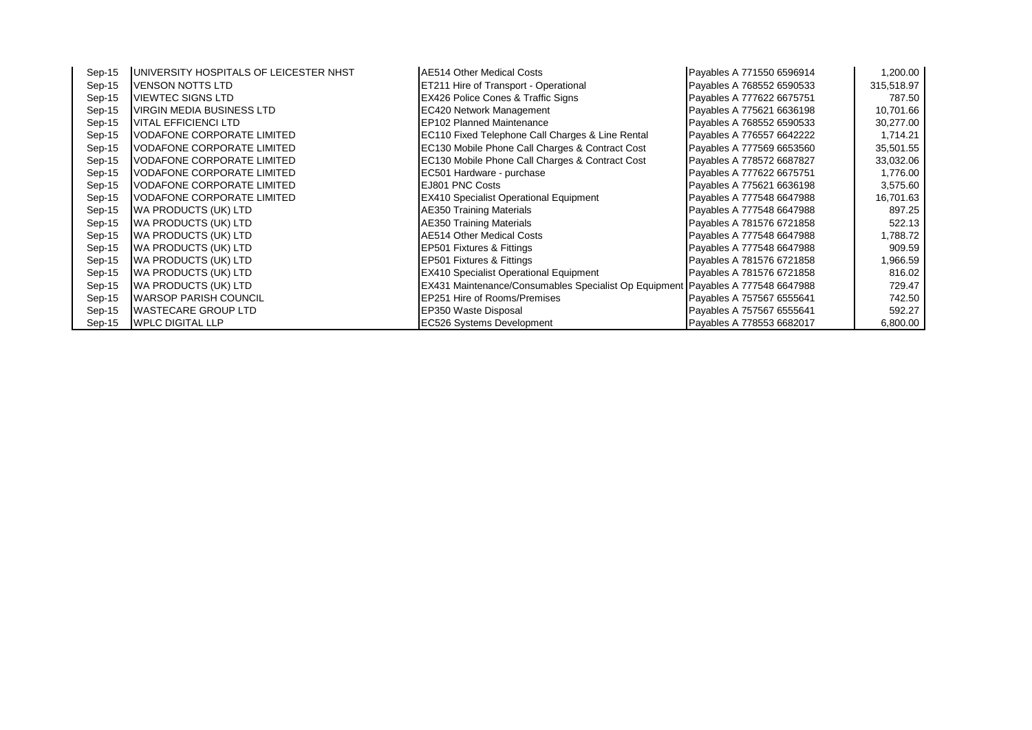| | | | | |
|---|---|---|---|---|
| Sep-15 | UNIVERSITY HOSPITALS OF LEICESTER NHST | AE514 Other Medical Costs | Payables A 771550 6596914 | 1,200.00 |
| Sep-15 | VENSON NOTTS LTD | ET211 Hire of Transport - Operational | Payables A 768552 6590533 | 315,518.97 |
| Sep-15 | VIEWTEC SIGNS LTD | EX426 Police Cones & Traffic Signs | Payables A 777622 6675751 | 787.50 |
| Sep-15 | VIRGIN MEDIA BUSINESS LTD | EC420 Network Management | Payables A 775621 6636198 | 10,701.66 |
| Sep-15 | VITAL EFFICIENCI LTD | EP102 Planned Maintenance | Payables A 768552 6590533 | 30,277.00 |
| Sep-15 | VODAFONE CORPORATE LIMITED | EC110 Fixed Telephone Call Charges & Line Rental | Payables A 776557 6642222 | 1,714.21 |
| Sep-15 | VODAFONE CORPORATE LIMITED | EC130 Mobile Phone Call Charges & Contract Cost | Payables A 777569 6653560 | 35,501.55 |
| Sep-15 | VODAFONE CORPORATE LIMITED | EC130 Mobile Phone Call Charges & Contract Cost | Payables A 778572 6687827 | 33,032.06 |
| Sep-15 | VODAFONE CORPORATE LIMITED | EC501 Hardware - purchase | Payables A 777622 6675751 | 1,776.00 |
| Sep-15 | VODAFONE CORPORATE LIMITED | EJ801 PNC Costs | Payables A 775621 6636198 | 3,575.60 |
| Sep-15 | VODAFONE CORPORATE LIMITED | EX410 Specialist Operational Equipment | Payables A 777548 6647988 | 16,701.63 |
| Sep-15 | WA PRODUCTS (UK) LTD | AE350 Training Materials | Payables A 777548 6647988 | 897.25 |
| Sep-15 | WA PRODUCTS (UK) LTD | AE350 Training Materials | Payables A 781576 6721858 | 522.13 |
| Sep-15 | WA PRODUCTS (UK) LTD | AE514 Other Medical Costs | Payables A 777548 6647988 | 1,788.72 |
| Sep-15 | WA PRODUCTS (UK) LTD | EP501 Fixtures & Fittings | Payables A 777548 6647988 | 909.59 |
| Sep-15 | WA PRODUCTS (UK) LTD | EP501 Fixtures & Fittings | Payables A 781576 6721858 | 1,966.59 |
| Sep-15 | WA PRODUCTS (UK) LTD | EX410 Specialist Operational Equipment | Payables A 781576 6721858 | 816.02 |
| Sep-15 | WA PRODUCTS (UK) LTD | EX431 Maintenance/Consumables Specialist Op Equipment | Payables A 777548 6647988 | 729.47 |
| Sep-15 | WARSOP PARISH COUNCIL | EP251 Hire of Rooms/Premises | Payables A 757567 6555641 | 742.50 |
| Sep-15 | WASTECARE GROUP LTD | EP350 Waste Disposal | Payables A 757567 6555641 | 592.27 |
| Sep-15 | WPLC DIGITAL LLP | EC526 Systems Development | Payables A 778553 6682017 | 6,800.00 |